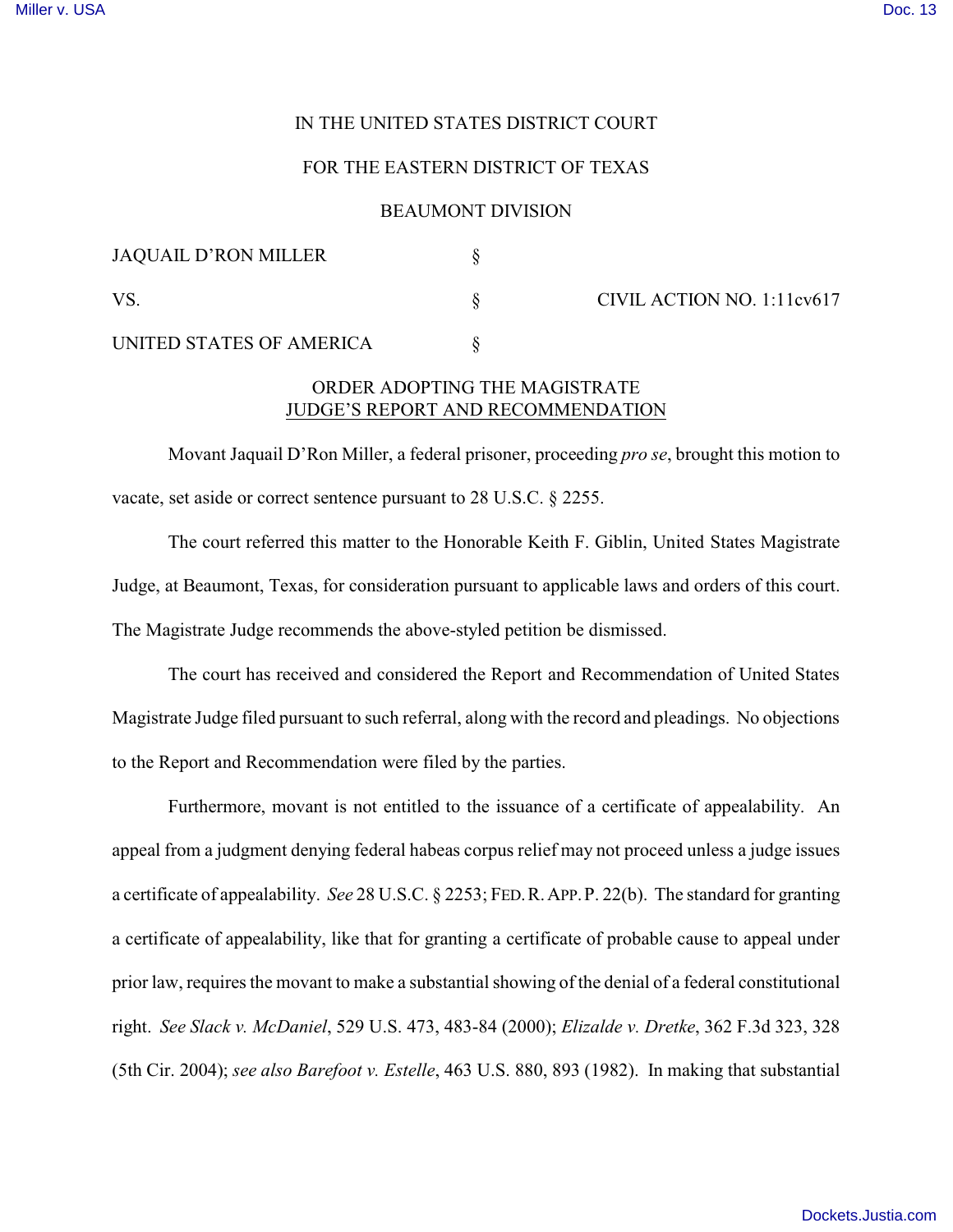IN THE UNITED STATES DISTRICT COURT

FOR THE EASTERN DISTRICT OF TEXAS

BEAUMONT DIVISION

| | | |
|---|---|---|
| JAQUAIL D'RON MILLER | § | |
| VS. | § | CIVIL ACTION NO. 1:11cv617 |
| UNITED STATES OF AMERICA | § | |

ORDER ADOPTING THE MAGISTRATE JUDGE'S REPORT AND RECOMMENDATION

Movant Jaquail D'Ron Miller, a federal prisoner, proceeding *pro se*, brought this motion to vacate, set aside or correct sentence pursuant to 28 U.S.C. § 2255.

The court referred this matter to the Honorable Keith F. Giblin, United States Magistrate Judge, at Beaumont, Texas, for consideration pursuant to applicable laws and orders of this court. The Magistrate Judge recommends the above-styled petition be dismissed.

The court has received and considered the Report and Recommendation of United States Magistrate Judge filed pursuant to such referral, along with the record and pleadings. No objections to the Report and Recommendation were filed by the parties.

Furthermore, movant is not entitled to the issuance of a certificate of appealability. An appeal from a judgment denying federal habeas corpus relief may not proceed unless a judge issues a certificate of appealability. *See* 28 U.S.C. § 2253; FED. R. APP. P. 22(b). The standard for granting a certificate of appealability, like that for granting a certificate of probable cause to appeal under prior law, requires the movant to make a substantial showing of the denial of a federal constitutional right. *See Slack v. McDaniel*, 529 U.S. 473, 483-84 (2000); *Elizalde v. Dretke*, 362 F.3d 323, 328 (5th Cir. 2004); *see also Barefoot v. Estelle*, 463 U.S. 880, 893 (1982). In making that substantial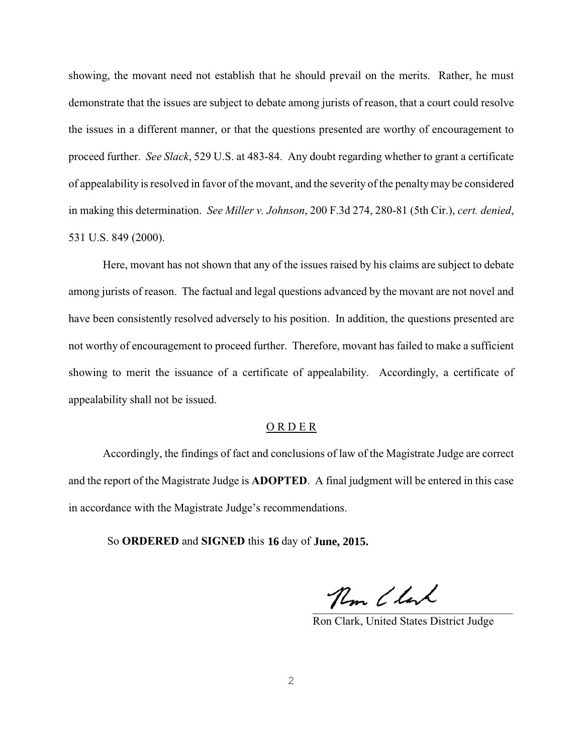showing, the movant need not establish that he should prevail on the merits. Rather, he must demonstrate that the issues are subject to debate among jurists of reason, that a court could resolve the issues in a different manner, or that the questions presented are worthy of encouragement to proceed further. *See Slack*, 529 U.S. at 483-84. Any doubt regarding whether to grant a certificate of appealability is resolved in favor of the movant, and the severity of the penalty may be considered in making this determination. *See Miller v. Johnson*, 200 F.3d 274, 280-81 (5th Cir.), *cert. denied*, 531 U.S. 849 (2000).

Here, movant has not shown that any of the issues raised by his claims are subject to debate among jurists of reason. The factual and legal questions advanced by the movant are not novel and have been consistently resolved adversely to his position. In addition, the questions presented are not worthy of encouragement to proceed further. Therefore, movant has failed to make a sufficient showing to merit the issuance of a certificate of appealability. Accordingly, a certificate of appealability shall not be issued.

O R D E R

Accordingly, the findings of fact and conclusions of law of the Magistrate Judge are correct and the report of the Magistrate Judge is **ADOPTED**. A final judgment will be entered in this case in accordance with the Magistrate Judge's recommendations.

So **ORDERED** and **SIGNED** this **16** day of **June, 2015.**

Ron Clark, United States District Judge